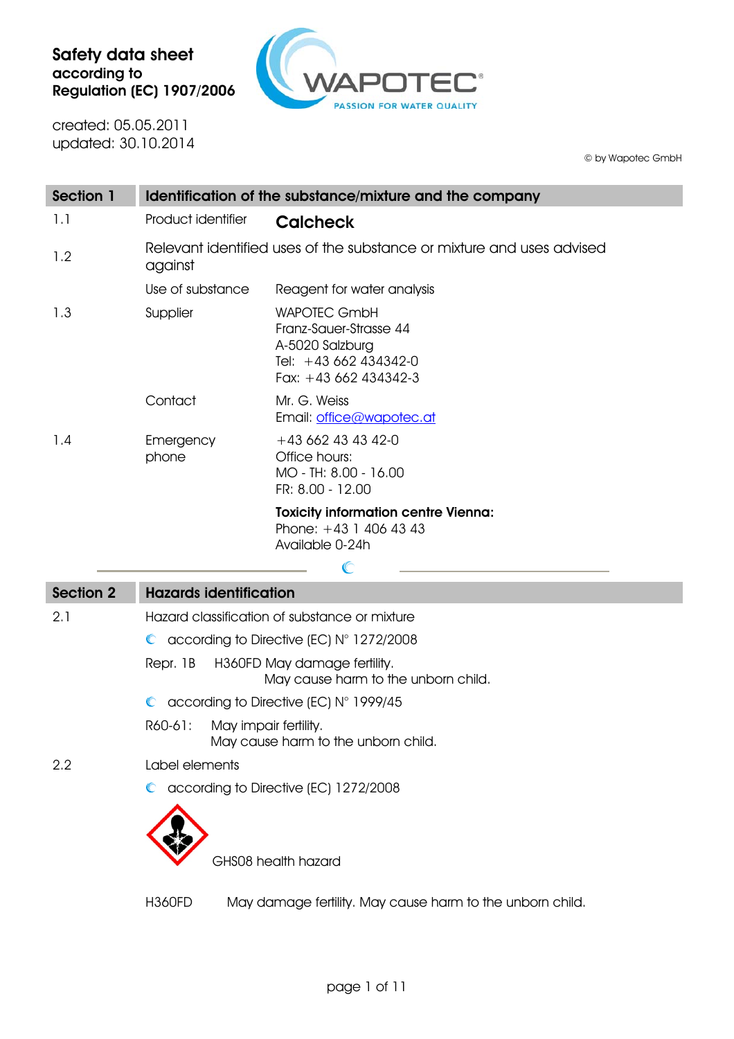**Safety data sheet**
**according to**
**Regulation (EC) 1907/2006**

created: 05.05.2011
updated: 30.10.2014

© by Wapotec GmbH

## Section 1 Identification of the substance/mixture and the company

| | | |
|---|---|---|
| 1.1 | Product identifier | **Calcheck** |
| 1.2 | Relevant identified uses of the substance or mixture and uses advised against | |
| | Use of substance | Reagent for water analysis |
| 1.3 | Supplier | WAPOTEC GmbH<br>Franz-Sauer-Strasse 44<br>A-5020 Salzburg<br>Tel: +43 662 434342-0<br>Fax: +43 662 434342-3 |
| | Contact | Mr. G. Weiss<br>Email: office@wapotec.at |
| 1.4 | Emergency phone | +43 662 43 43 42-0<br>Office hours:<br>MO - TH: 8.00 - 16.00<br>FR: 8.00 - 12.00 |
| | | **Toxicity information centre Vienna:**<br>Phone: +43 1 406 43 43<br>Available 0-24h |

## Section 2 Hazards identification

2.1 Hazard classification of substance or mixture

- according to Directive (EC) N° 1272/2008

Repr. 1B H360FD May damage fertility.
May cause harm to the unborn child.

- according to Directive (EC) N° 1999/45

R60-61: May impair fertility.
May cause harm to the unborn child.

2.2 Label elements

- according to Directive (EC) 1272/2008

GHS08 health hazard

H360FD May damage fertility. May cause harm to the unborn child.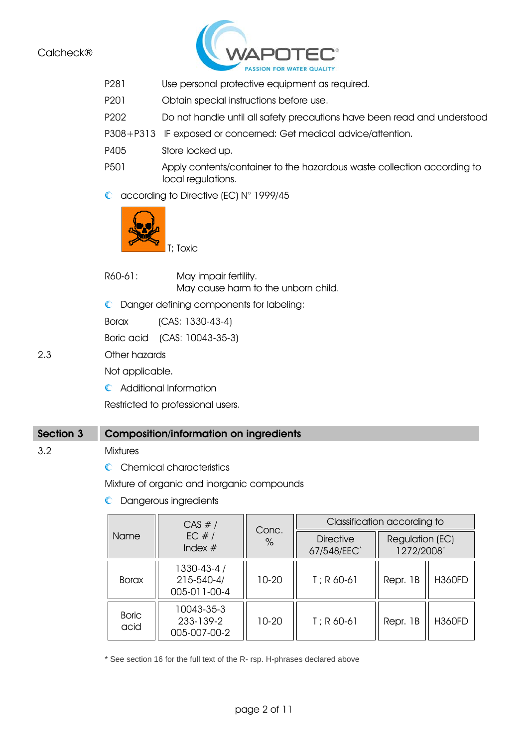| | |
|---|---|
| P281 | Use personal protective equipment as required. |
| P201 | Obtain special instructions before use. |
| P202 | Do not handle until all safety precautions have been read and understood |
| P308+P313 | IF exposed or concerned: Get medical advice/attention. |
| P405 | Store locked up. |
| P501 | Apply contents/container to the hazardous waste collection according to local regulations. |

- according to Directive (EC) N° 1999/45

T; Toxic

R60-61: May impair fertility.
May cause harm to the unborn child.

- Danger defining components for labeling:

Borax (CAS: 1330-43-4)

Boric acid (CAS: 10043-35-3)

2.3 Other hazards

Not applicable.

- Additional Information

Restricted to professional users.

## Section 3 Composition/information on ingredients

3.2 Mixtures

- Chemical characteristics

Mixture of organic and inorganic compounds

- Dangerous ingredients

| Name | CAS # / EC # / Index # | Conc. % | Classification according to | | |
|---|---|---|---|---|---|
| | | | Directive 67/548/EEC* | Regulation (EC) 1272/2008* | |
| Borax | 1330-43-4 / 215-540-4/ 005-011-00-4 | 10-20 | T ; R 60-61 | Repr. 1B | H360FD |
| Boric acid | 10043-35-3 233-139-2 005-007-00-2 | 10-20 | T ; R 60-61 | Repr. 1B | H360FD |

* See section 16 for the full text of the R- rsp. H-phrases declared above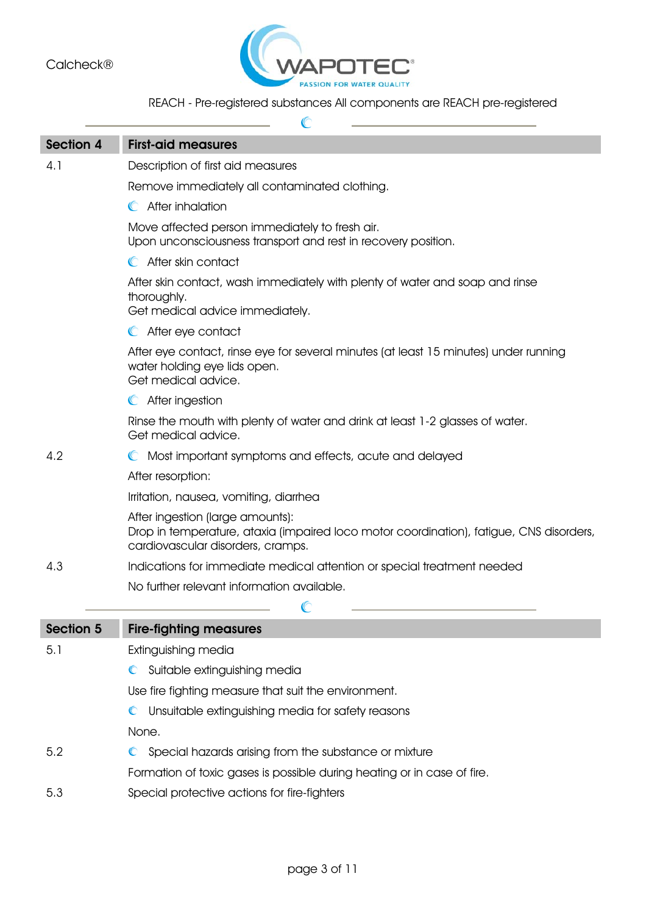## Section 4 First-aid measures

**4.1** Description of first aid measures

Remove immediately all contaminated clothing.

### After inhalation

Move affected person immediately to fresh air.
Upon unconsciousness transport and rest in recovery position.

### After skin contact

After skin contact, wash immediately with plenty of water and soap and rinse thoroughly.
Get medical advice immediately.

### After eye contact

After eye contact, rinse eye for several minutes (at least 15 minutes) under running water holding eye lids open.
Get medical advice.

### After ingestion

Rinse the mouth with plenty of water and drink at least 1-2 glasses of water.
Get medical advice.

**4.2** Most important symptoms and effects, acute and delayed

After resorption:

Irritation, nausea, vomiting, diarrhea

After ingestion (large amounts):
Drop in temperature, ataxia (impaired loco motor coordination), fatigue, CNS disorders, cardiovascular disorders, cramps.

**4.3** Indications for immediate medical attention or special treatment needed

No further relevant information available.

## Section 5 Fire-fighting measures

**5.1** Extinguishing media

### Suitable extinguishing media

Use fire fighting measure that suit the environment.

### Unsuitable extinguishing media for safety reasons

None.

**5.2** Special hazards arising from the substance or mixture

Formation of toxic gases is possible during heating or in case of fire.

**5.3** Special protective actions for fire-fighters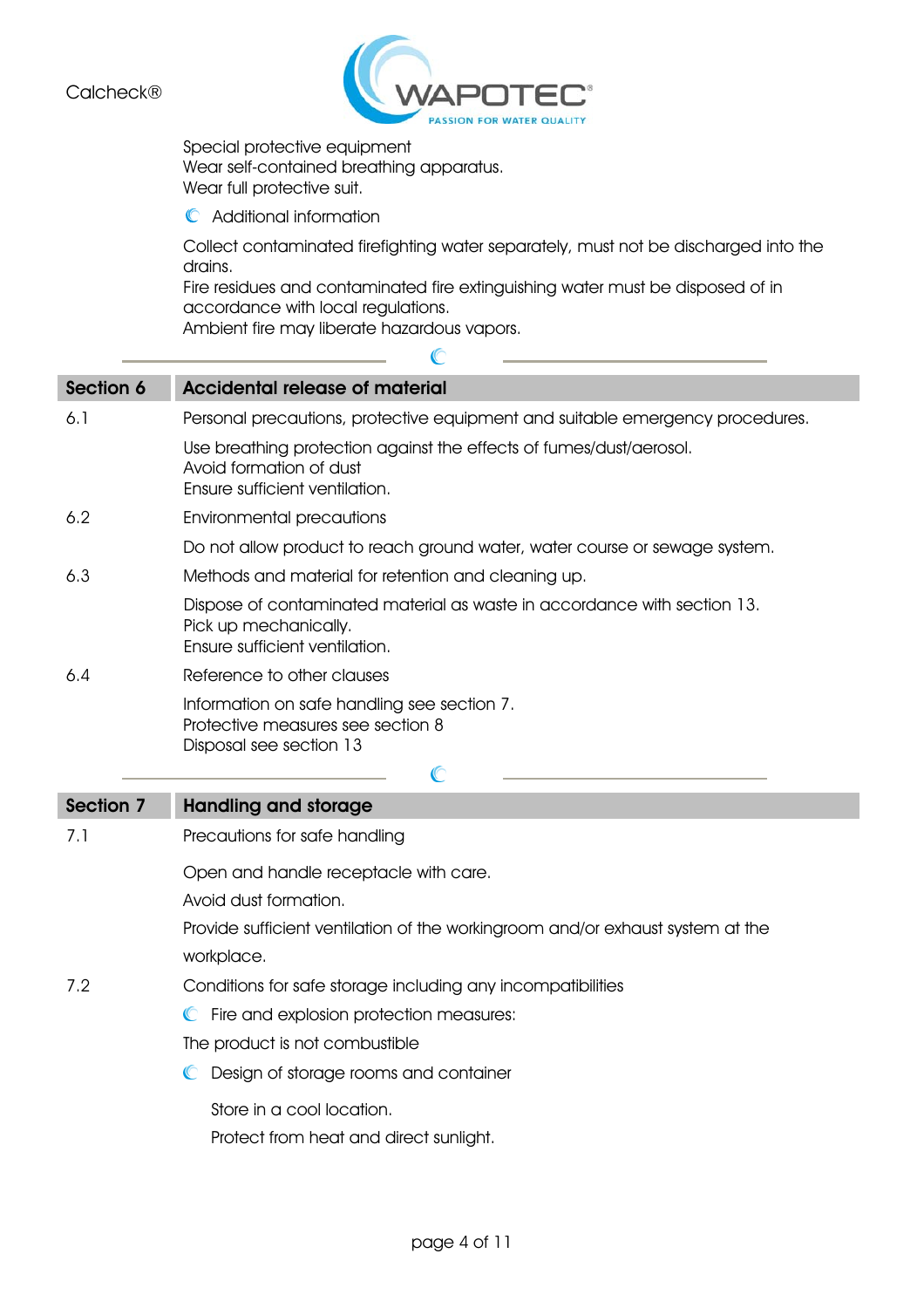Special protective equipment
Wear self-contained breathing apparatus.
Wear full protective suit.

Additional information

Collect contaminated firefighting water separately, must not be discharged into the drains.
Fire residues and contaminated fire extinguishing water must be disposed of in accordance with local regulations.
Ambient fire may liberate hazardous vapors.

## Section 6 Accidental release of material

6.1 Personal precautions, protective equipment and suitable emergency procedures.

Use breathing protection against the effects of fumes/dust/aerosol.
Avoid formation of dust
Ensure sufficient ventilation.

6.2 Environmental precautions

Do not allow product to reach ground water, water course or sewage system.

6.3 Methods and material for retention and cleaning up.

Dispose of contaminated material as waste in accordance with section 13.
Pick up mechanically.
Ensure sufficient ventilation.

6.4 Reference to other clauses

Information on safe handling see section 7.
Protective measures see section 8
Disposal see section 13

## Section 7 Handling and storage

7.1 Precautions for safe handling

Open and handle receptacle with care.

Avoid dust formation.

Provide sufficient ventilation of the workingroom and/or exhaust system at the workplace.

7.2 Conditions for safe storage including any incompatibilities

Fire and explosion protection measures:

The product is not combustible

Design of storage rooms and container

Store in a cool location.

Protect from heat and direct sunlight.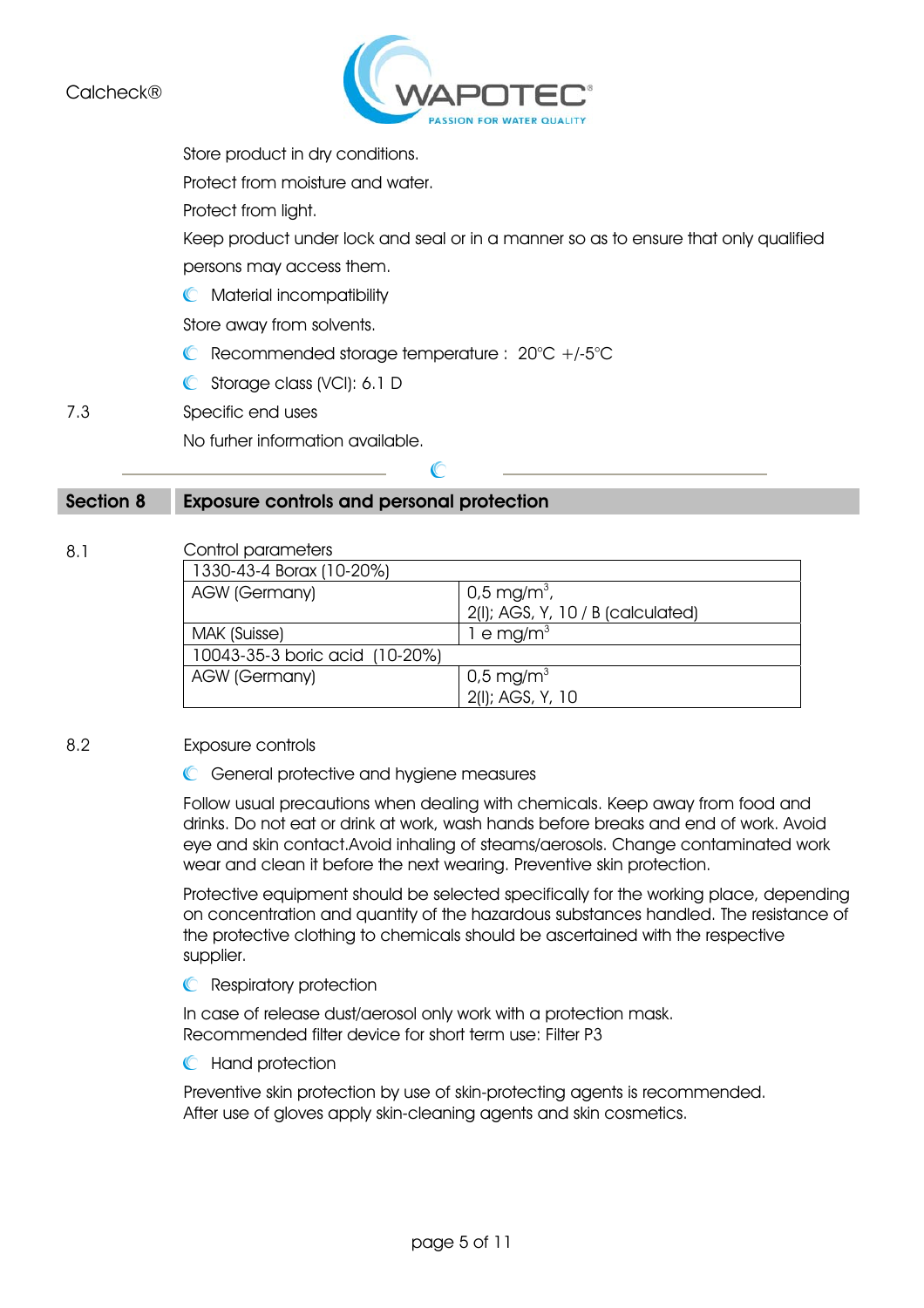Store product in dry conditions.

Protect from moisture and water.

Protect from light.

Keep product under lock and seal or in a manner so as to ensure that only qualified persons may access them.

- Material incompatibility

Store away from solvents.

- Recommended storage temperature : 20°C +/-5°C
- Storage class (VCI): 6.1 D

7.3 Specific end uses

No furher information available.

## Section 8 Exposure controls and personal protection

8.1 Control parameters

| 1330-43-4 Borax (10-20%) | |
|---|---|
| AGW (Germany) | 0,5 mg/m$^3$, 2(I); AGS, Y, 10 / B (calculated) |
| MAK (Suisse) | 1 e mg/m$^3$ |
| 10043-35-3 boric acid (10-20%) | |
| AGW (Germany) | 0,5 mg/m$^3$ 2(I); AGS, Y, 10 |

8.2 Exposure controls

- General protective and hygiene measures

Follow usual precautions when dealing with chemicals. Keep away from food and drinks. Do not eat or drink at work, wash hands before breaks and end of work. Avoid eye and skin contact.Avoid inhaling of steams/aerosols. Change contaminated work wear and clean it before the next wearing. Preventive skin protection.

Protective equipment should be selected specifically for the working place, depending on concentration and quantity of the hazardous substances handled. The resistance of the protective clothing to chemicals should be ascertained with the respective supplier.

- Respiratory protection

In case of release dust/aerosol only work with a protection mask.
Recommended filter device for short term use: Filter P3

- Hand protection

Preventive skin protection by use of skin-protecting agents is recommended.
After use of gloves apply skin-cleaning agents and skin cosmetics.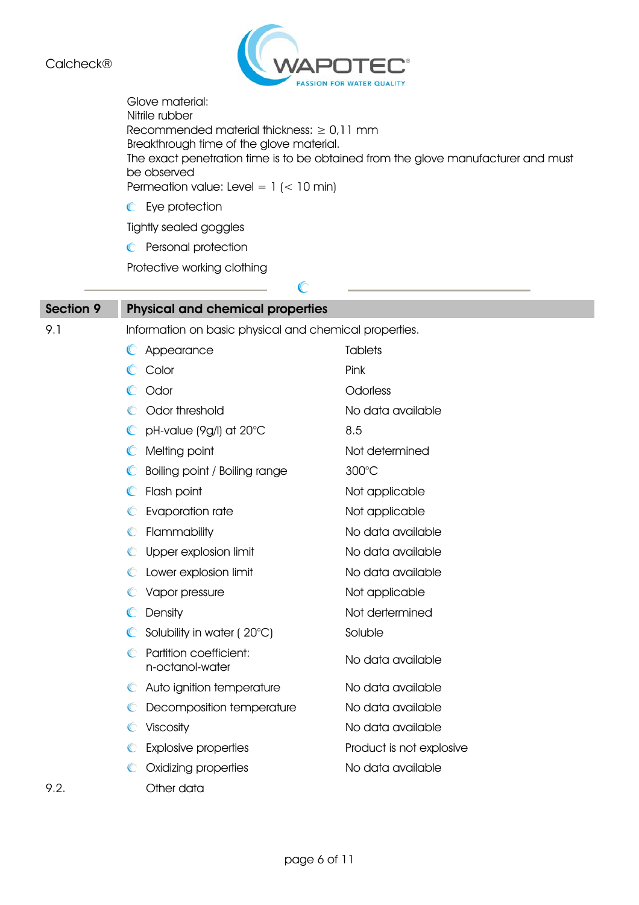Glove material:
Nitrile rubber
Recommended material thickness: ≥ 0,11 mm
Breakthrough time of the glove material.
The exact penetration time is to be obtained from the glove manufacturer and must be observed
Permeation value: Level = 1 (< 10 min)

- Eye protection

Tightly sealed goggles

- Personal protection

Protective working clothing

---

## Section 9 Physical and chemical properties

9.1 Information on basic physical and chemical properties.

| Property | Value |
|---|---|
| Appearance | Tablets |
| Color | Pink |
| Odor | Odorless |
| Odor threshold | No data available |
| pH-value (9g/l) at 20°C | 8.5 |
| Melting point | Not determined |
| Boiling point / Boiling range | 300°C |
| Flash point | Not applicable |
| Evaporation rate | Not applicable |
| Flammability | No data available |
| Upper explosion limit | No data available |
| Lower explosion limit | No data available |
| Vapor pressure | Not applicable |
| Density | Not dertermined |
| Solubility in water ( 20°C) | Soluble |
| Partition coefficient: n-octanol-water | No data available |
| Auto ignition temperature | No data available |
| Decomposition temperature | No data available |
| Viscosity | No data available |
| Explosive properties | Product is not explosive |
| Oxidizing properties | No data available |

9.2. Other data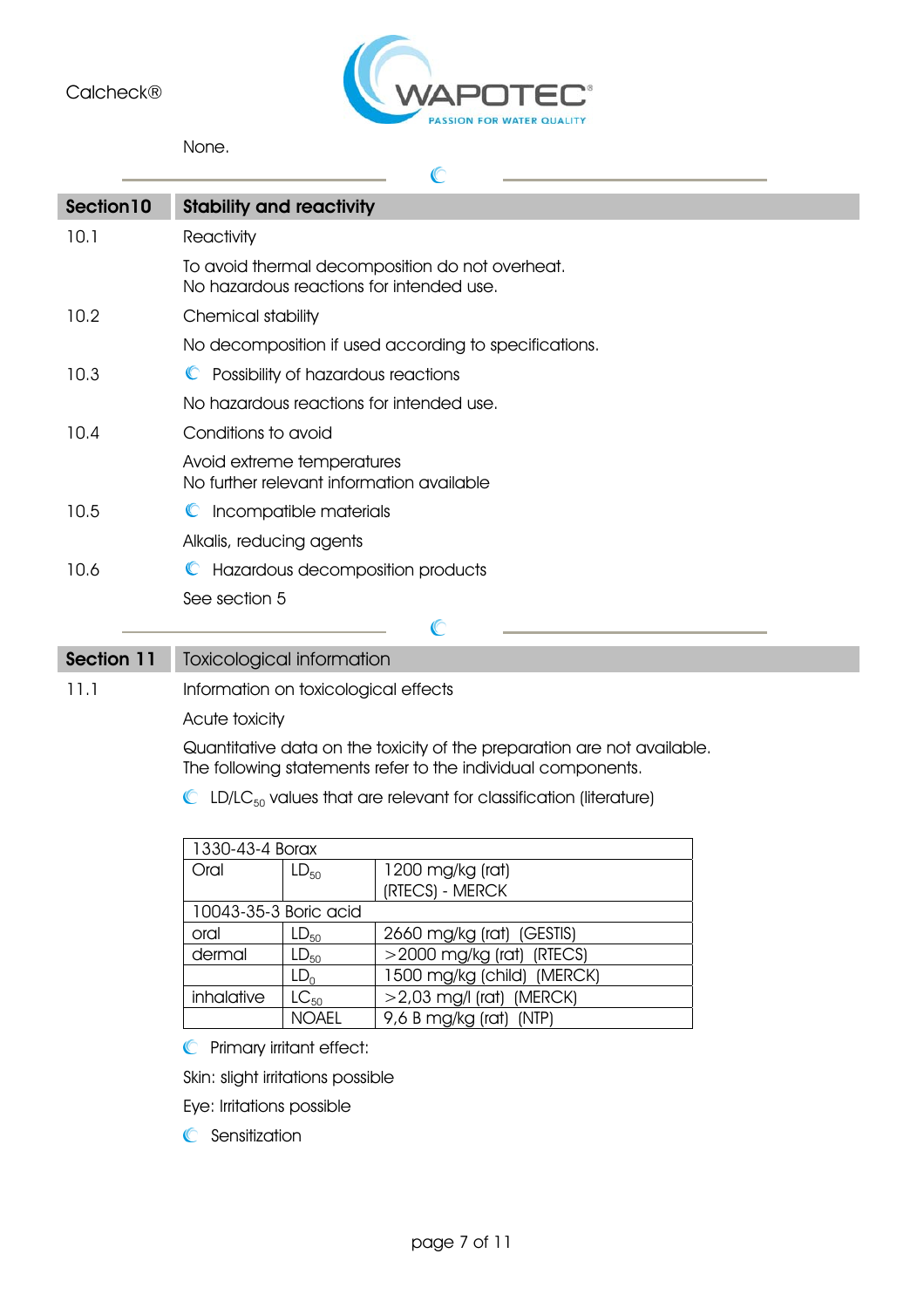None.

## Section10 Stability and reactivity

10.1 Reactivity

To avoid thermal decomposition do not overheat.
No hazardous reactions for intended use.

10.2 Chemical stability

No decomposition if used according to specifications.

10.3 Possibility of hazardous reactions

No hazardous reactions for intended use.

10.4 Conditions to avoid

Avoid extreme temperatures
No further relevant information available

10.5 Incompatible materials

Alkalis, reducing agents

10.6 Hazardous decomposition products

See section 5

## Section 11 Toxicological information

11.1 Information on toxicological effects

Acute toxicity

Quantitative data on the toxicity of the preparation are not available.
The following statements refer to the individual components.

$LD/LC_{50}$ values that are relevant for classification (literature)

| 1330-43-4 Borax | | |
|---|---|---|
| Oral | $LD_{50}$ | 1200 mg/kg (rat) (RTECS) - MERCK |
| 10043-35-3 Boric acid | | |
| oral | $LD_{50}$ | 2660 mg/kg (rat) (GESTIS) |
| dermal | $LD_{50}$ | >2000 mg/kg (rat) (RTECS) |
| | $LD_{0}$ | 1500 mg/kg (child) (MERCK) |
| inhalative | $LC_{50}$ | >2,03 mg/l (rat) (MERCK) |
| | NOAEL | 9,6 B mg/kg (rat) (NTP) |

Primary irritant effect:

Skin: slight irritations possible

Eye: Irritations possible

Sensitization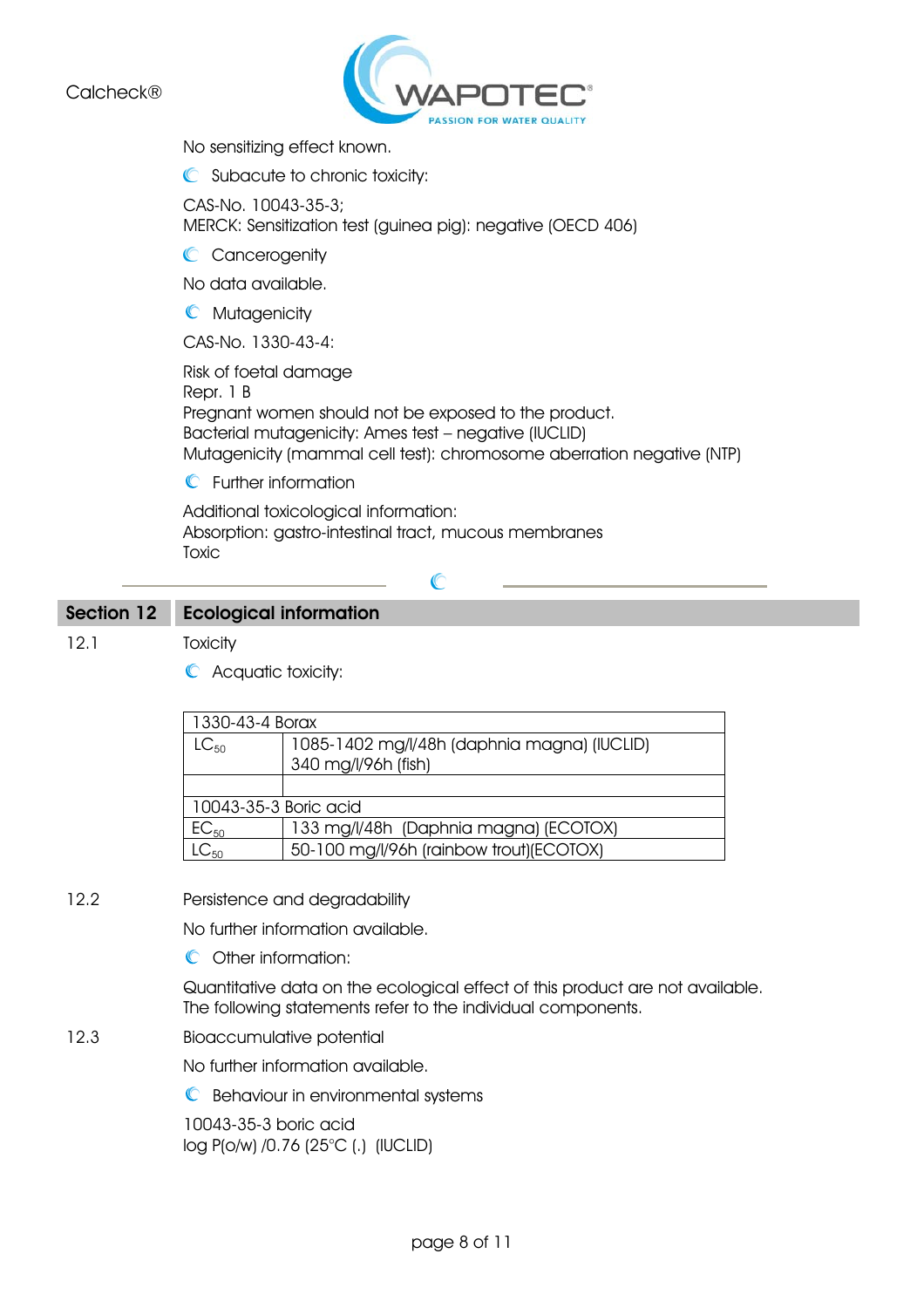No sensitizing effect known.

- Subacute to chronic toxicity:

CAS-No. 10043-35-3;
MERCK: Sensitization test (guinea pig): negative (OECD 406)

- Cancerogenity

No data available.

- Mutagenicity

CAS-No. 1330-43-4:

Risk of foetal damage
Repr. 1 B
Pregnant women should not be exposed to the product.
Bacterial mutagenicity: Ames test – negative (IUCLID)
Mutagenicity (mammal cell test): chromosome aberration negative (NTP)

- Further information

Additional toxicological information:
Absorption: gastro-intestinal tract, mucous membranes
Toxic

## Section 12 Ecological information

12.1 Toxicity

- Acquatic toxicity:

| 1330-43-4 Borax | |
|---|---|
| $LC_{50}$ | 1085-1402 mg/l/48h (daphnia magna) (IUCLID)<br>340 mg/l/96h (fish) |
| | |
| 10043-35-3 Boric acid | |
| $EC_{50}$ | 133 mg/l/48h (Daphnia magna) (ECOTOX) |
| $LC_{50}$ | 50-100 mg/l/96h (rainbow trout)(ECOTOX) |

12.2 Persistence and degradability

No further information available.

- Other information:

Quantitative data on the ecological effect of this product are not available.
The following statements refer to the individual components.

12.3 Bioaccumulative potential

No further information available.

- Behaviour in environmental systems

10043-35-3 boric acid
log P(o/w) /0.76 (25°C (.) (IUCLID)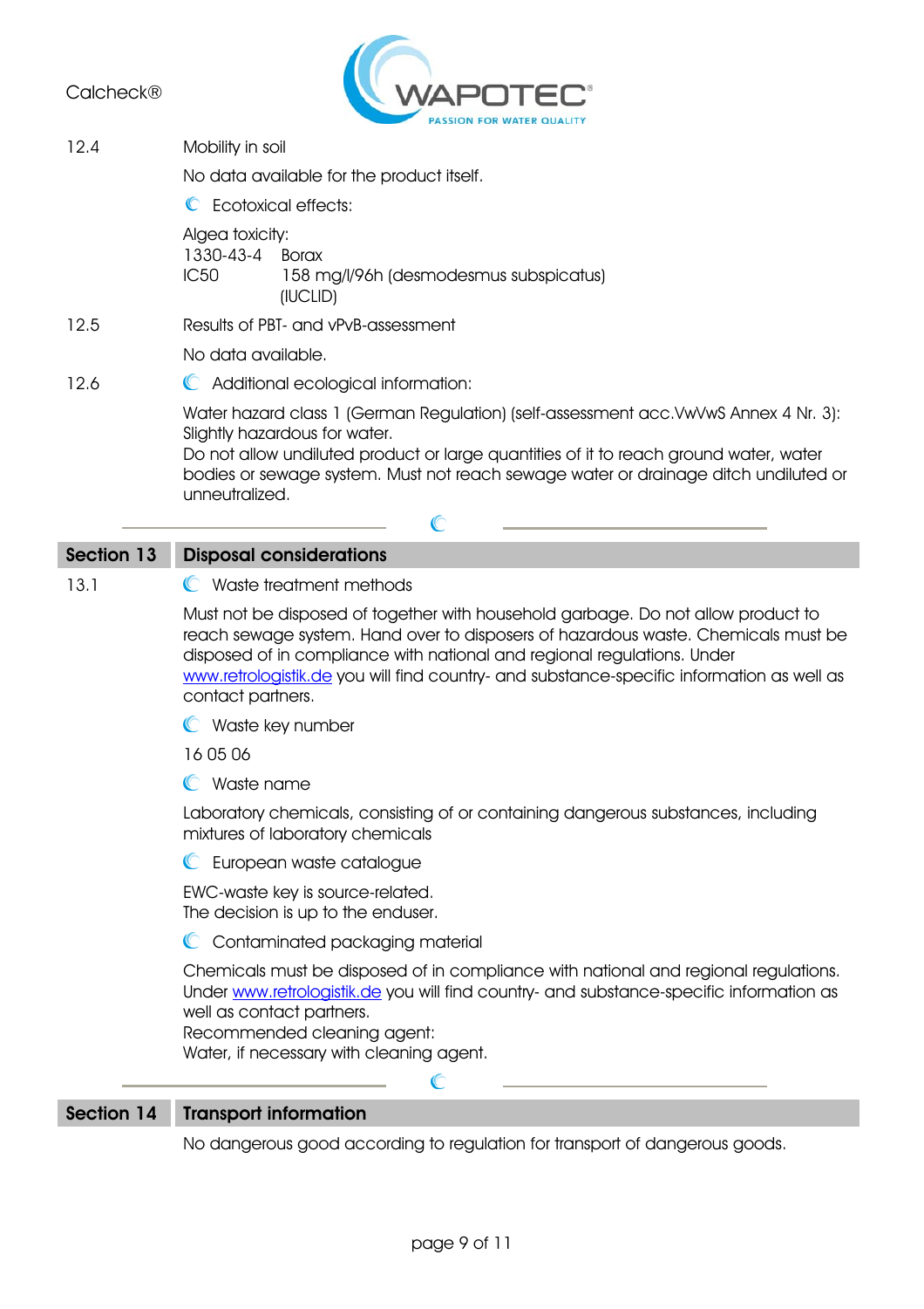12.4 Mobility in soil

No data available for the product itself.

Ecotoxical effects:

Algea toxicity:
1330-43-4 Borax
IC50 158 mg/l/96h (desmodesmus subspicatus) (IUCLID)

12.5 Results of PBT- and vPvB-assessment

No data available.

12.6 Additional ecological information:

Water hazard class 1 (German Regulation) (self-assessment acc.VwVwS Annex 4 Nr. 3): Slightly hazardous for water.
Do not allow undiluted product or large quantities of it to reach ground water, water bodies or sewage system. Must not reach sewage water or drainage ditch undiluted or unneutralized.

## Section 13 Disposal considerations

13.1 Waste treatment methods

Must not be disposed of together with household garbage. Do not allow product to reach sewage system. Hand over to disposers of hazardous waste. Chemicals must be disposed of in compliance with national and regional regulations. Under www.retrologistik.de you will find country- and substance-specific information as well as contact partners.

Waste key number

16 05 06

Waste name

Laboratory chemicals, consisting of or containing dangerous substances, including mixtures of laboratory chemicals

European waste catalogue

EWC-waste key is source-related.
The decision is up to the enduser.

Contaminated packaging material

Chemicals must be disposed of in compliance with national and regional regulations. Under www.retrologistik.de you will find country- and substance-specific information as well as contact partners.
Recommended cleaning agent:
Water, if necessary with cleaning agent.

## Section 14 Transport information

No dangerous good according to regulation for transport of dangerous goods.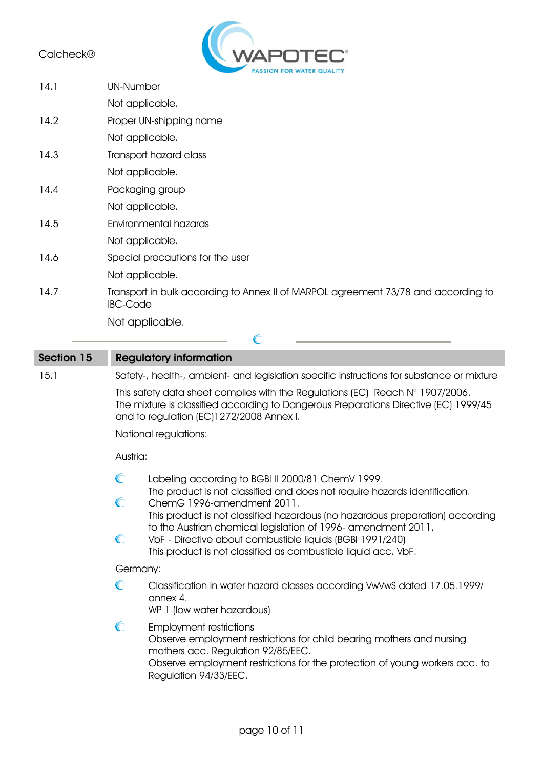14.1 UN-Number

Not applicable.

14.2 Proper UN-shipping name

Not applicable.

14.3 Transport hazard class

Not applicable.

14.4 Packaging group

Not applicable.

14.5 Environmental hazards

Not applicable.

14.6 Special precautions for the user

Not applicable.

14.7 Transport in bulk according to Annex II of MARPOL agreement 73/78 and according to IBC-Code

Not applicable.

## Section 15 Regulatory information

15.1 Safety-, health-, ambient- and legislation specific instructions for substance or mixture

This safety data sheet complies with the Regulations (EC) Reach N° 1907/2006.
The mixture is classified according to Dangerous Preparations Directive (EC) 1999/45 and to regulation (EC)1272/2008 Annex I.

National regulations:

Austria:

- Labeling according to BGBl II 2000/81 ChemV 1999.
  The product is not classified and does not require hazards identification.
- ChemG 1996-amendment 2011.
  This product is not classified hazardous (no hazardous preparation) according to the Austrian chemical legislation of 1996- amendment 2011.
- VbF - Directive about combustible liquids (BGBl 1991/240)
  This product is not classified as combustible liquid acc. VbF.

Germany:

- Classification in water hazard classes according VwVwS dated 17.05.1999/ annex 4.
  WP 1 (low water hazardous)
- Employment restrictions
  Observe employment restrictions for child bearing mothers and nursing mothers acc. Regulation 92/85/EEC.
  Observe employment restrictions for the protection of young workers acc. to Regulation 94/33/EEC.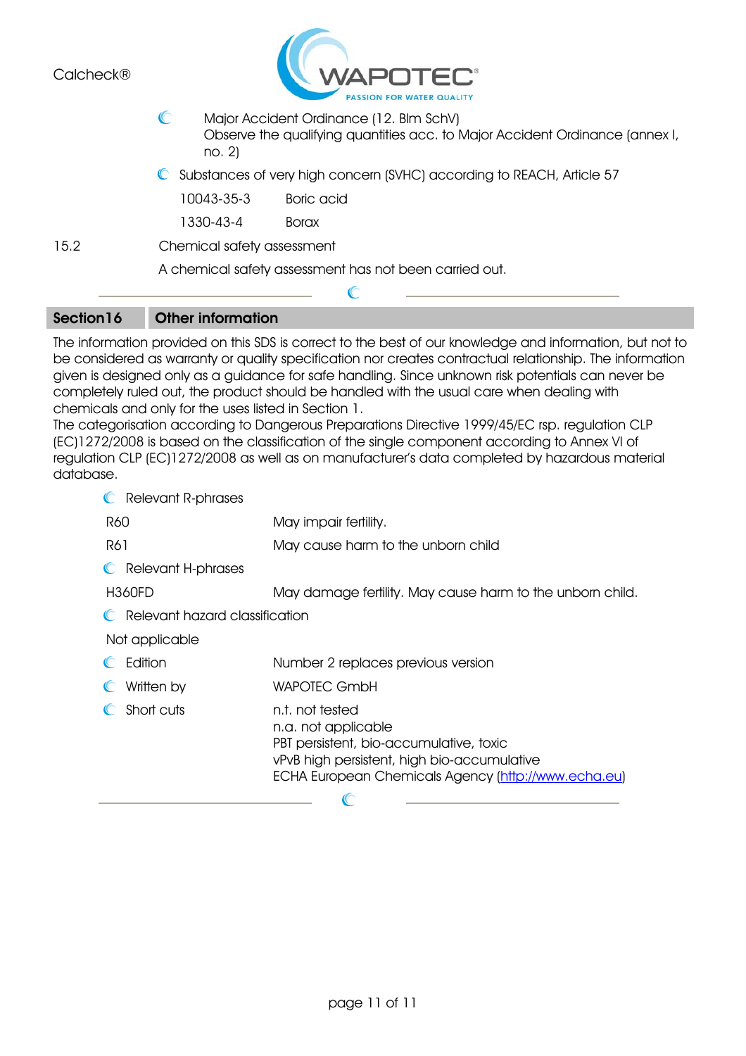- Major Accident Ordinance (12. BImSchV)
  Observe the qualifying quantities acc. to Major Accident Ordinance (annex I, no. 2)
- Substances of very high concern (SVHC) according to REACH, Article 57

| | |
|---|---|
| 10043-35-3 | Boric acid |
| 1330-43-4 | Borax |

15.2 Chemical safety assessment

A chemical safety assessment has not been carried out.

## Section16 Other information

The information provided on this SDS is correct to the best of our knowledge and information, but not to be considered as warranty or quality specification nor creates contractual relationship. The information given is designed only as a guidance for safe handling. Since unknown risk potentials can never be completely ruled out, the product should be handled with the usual care when dealing with chemicals and only for the uses listed in Section 1.
The categorisation according to Dangerous Preparations Directive 1999/45/EC rsp. regulation CLP (EC)1272/2008 is based on the classification of the single component according to Annex VI of regulation CLP (EC)1272/2008 as well as on manufacturer's data completed by hazardous material database.

- Relevant R-phrases

| | |
|---|---|
| R60 | May impair fertility. |
| R61 | May cause harm to the unborn child |

- Relevant H-phrases

| | |
|---|---|
| H360FD | May damage fertility. May cause harm to the unborn child. |

- Relevant hazard classification

Not applicable

| | |
|---|---|
| Edition | Number 2 replaces previous version |
| Written by | WAPOTEC GmbH |
| Short cuts | n.t. not tested<br>n.a. not applicable<br>PBT persistent, bio-accumulative, toxic<br>vPvB high persistent, high bio-accumulative<br>ECHA European Chemicals Agency (http://www.echa.eu) |